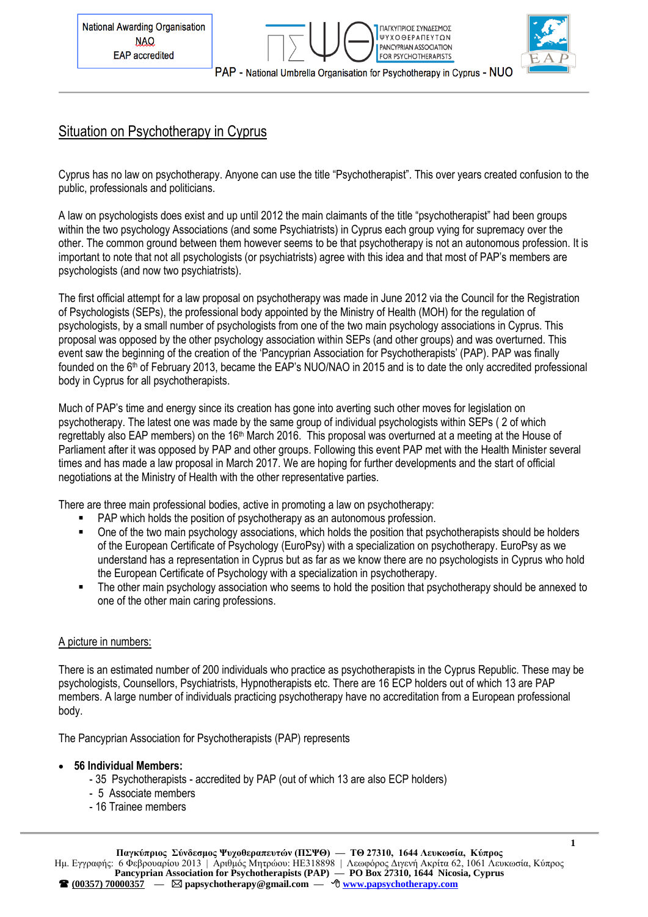National Awarding Organisation
NAO
EAP accredited

PAP - National Umbrella Organisation for Psychotherapy in Cyprus - NUO

# Situation on Psychotherapy in Cyprus

Cyprus has no law on psychotherapy. Anyone can use the title “Psychotherapist”. This over years created confusion to the public, professionals and politicians.

A law on psychologists does exist and up until 2012 the main claimants of the title “psychotherapist” had been groups within the two psychology Associations (and some Psychiatrists) in Cyprus each group vying for supremacy over the other. The common ground between them however seems to be that psychotherapy is not an autonomous profession. It is important to note that not all psychologists (or psychiatrists) agree with this idea and that most of PAP’s members are psychologists (and now two psychiatrists).

The first official attempt for a law proposal on psychotherapy was made in June 2012 via the Council for the Registration of Psychologists (SEPs), the professional body appointed by the Ministry of Health (MOH) for the regulation of psychologists, by a small number of psychologists from one of the two main psychology associations in Cyprus. This proposal was opposed by the other psychology association within SEPs (and other groups) and was overturned. This event saw the beginning of the creation of the ‘Pancyprian Association for Psychotherapists’ (PAP). PAP was finally founded on the 6th of February 2013, became the EAP’s NUO/NAO in 2015 and is to date the only accredited professional body in Cyprus for all psychotherapists.

Much of PAP’s time and energy since its creation has gone into averting such other moves for legislation on psychotherapy. The latest one was made by the same group of individual psychologists within SEPs ( 2 of which regrettably also EAP members) on the 16th March 2016. This proposal was overturned at a meeting at the House of Parliament after it was opposed by PAP and other groups. Following this event PAP met with the Health Minister several times and has made a law proposal in March 2017. We are hoping for further developments and the start of official negotiations at the Ministry of Health with the other representative parties.

There are three main professional bodies, active in promoting a law on psychotherapy:

- PAP which holds the position of psychotherapy as an autonomous profession.
- One of the two main psychology associations, which holds the position that psychotherapists should be holders of the European Certificate of Psychology (EuroPsy) with a specialization on psychotherapy. EuroPsy as we understand has a representation in Cyprus but as far as we know there are no psychologists in Cyprus who hold the European Certificate of Psychology with a specialization in psychotherapy.
- The other main psychology association who seems to hold the position that psychotherapy should be annexed to one of the other main caring professions.

## A picture in numbers:

There is an estimated number of 200 individuals who practice as psychotherapists in the Cyprus Republic. These may be psychologists, Counsellors, Psychiatrists, Hypnotherapists etc. There are 16 ECP holders out of which 13 are PAP members. A large number of individuals practicing psychotherapy have no accreditation from a European professional body.

The Pancyprian Association for Psychotherapists (PAP) represents

- **56 Individual Members:**
  - 35 Psychotherapists - accredited by PAP (out of which 13 are also ECP holders)
  - 5 Associate members
  - 16 Trainee members

**Παγκύπριος Σύνδεσμος Ψυχοθεραπευτών (ΠΣΨΘ) — ΤΘ 27310, 1644 Λευκωσία, Κύπρος**
Ημ. Εγγραφής: 6 Φεβρουαρίου 2013 | Αριθμός Μητρώου: ΗΕ318898 | Λεωφόρος Διγενή Ακρίτα 62, 1061 Λευκωσία, Κύπρος
**Pancyprian Association for Psychotherapists (PAP) — PO Box 27310, 1644 Nicosia, Cyprus**
**(00357) 70000357 — papsychotherapy@gmail.com — www.papsychotherapy.com**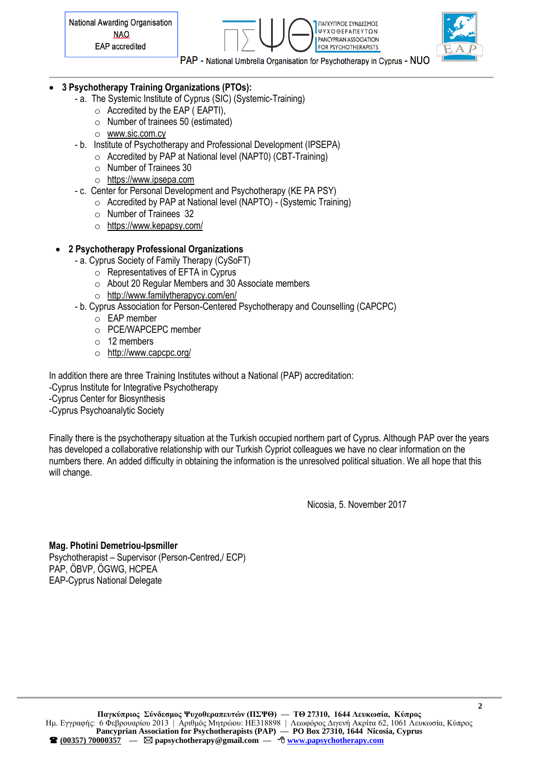- **3 Psychotherapy Training Organizations (PTOs):**
  - a. The Systemic Institute of Cyprus (SIC) (Systemic-Training)
    - Accredited by the EAP ( EAPTI),
    - Number of trainees 50 (estimated)
    - www.sic.com.cy
  - b. Institute of Psychotherapy and Professional Development (IPSEPA)
    - Accredited by PAP at National level (NAPT0) (CBT-Training)
    - Number of Trainees 30
    - https://www.ipsepa.com
  - c. Center for Personal Development and Psychotherapy (KE PA PSY)
    - Accredited by PAP at National level (NAPTO) - (Systemic Training)
    - Number of Trainees 32
    - https://www.kepapsy.com/

- **2 Psychotherapy Professional Organizations**
  - a. Cyprus Society of Family Therapy (CySoFT)
    - Representatives of EFTA in Cyprus
    - About 20 Regular Members and 30 Associate members
    - http://www.familytherapycy.com/en/
  - b. Cyprus Association for Person-Centered Psychotherapy and Counselling (CAPCPC)
    - EAP member
    - PCE/WAPCEPC member
    - 12 members
    - http://www.capcpc.org/

In addition there are three Training Institutes without a National (PAP) accreditation:
-Cyprus Institute for Integrative Psychotherapy
-Cyprus Center for Biosynthesis
-Cyprus Psychoanalytic Society

Finally there is the psychotherapy situation at the Turkish occupied northern part of Cyprus. Although PAP over the years has developed a collaborative relationship with our Turkish Cypriot colleagues we have no clear information on the numbers there. An added difficulty in obtaining the information is the unresolved political situation. We all hope that this will change.

Nicosia, 5. November 2017

**Mag. Photini Demetriou-Ipsmiller**
Psychotherapist – Supervisor (Person-Centred,/ ECP)
PAP, ÖBVP, ÖGWG, HCPEA
EAP-Cyprus National Delegate